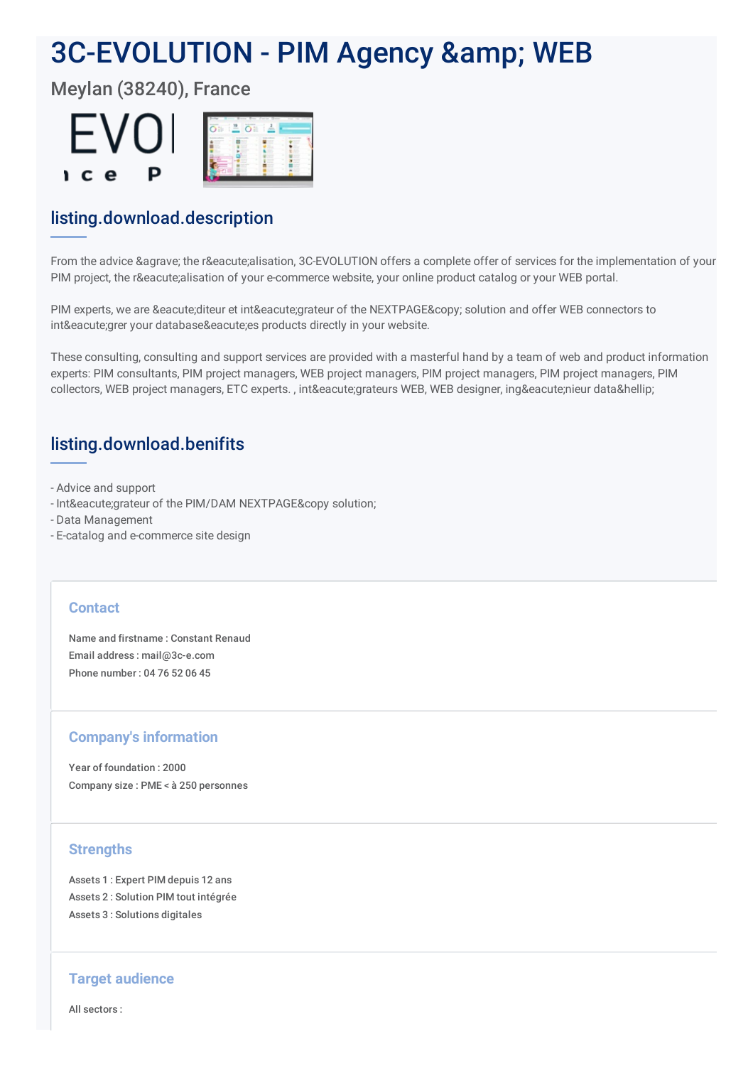# 3C-EVOLUTION - PIM Agency &amp; WEB

## Meylan (38240), France

## listing.download.description

From the advice &agrave; the r&eacute;alisation, 3C-EVOLUTION offers a complete offer of services for the implementation of your PIM project, the r&eacute;alisation of your e-commerce website, your online product catalog or your WEB portal.

PIM experts, we are &eacute;diteur et int&eacute;grateur of the NEXTPAGE&copy; solution and offer WEB connectors to int&eacute;grer your database&eacute;es products directly in your website.

These consulting, consulting and support services are provided with a masterful hand by a team of web and product information experts: PIM consultants, PIM project managers, WEB project managers, PIM project managers, PIM project managers, PIM collectors, WEB project managers, ETC experts. , int&eacute;grateurs WEB, WEB designer, ing&eacute;nieur data&hellip;

## listing.download.benifits

- Advice and support
- Int&eacute;grateur of the PIM/DAM NEXTPAGE&copy solution;
- Data Management
- E-catalog and e-commerce site design

### Contact

Name and firstname : Constant Renaud
Email address : mail@3c-e.com
Phone number : 04 76 52 06 45

### Company's information

Year of foundation : 2000
Company size : PME < à 250 personnes

### Strengths

Assets 1 : Expert PIM depuis 12 ans
Assets 2 : Solution PIM tout intégrée
Assets 3 : Solutions digitales

### Target audience

All sectors :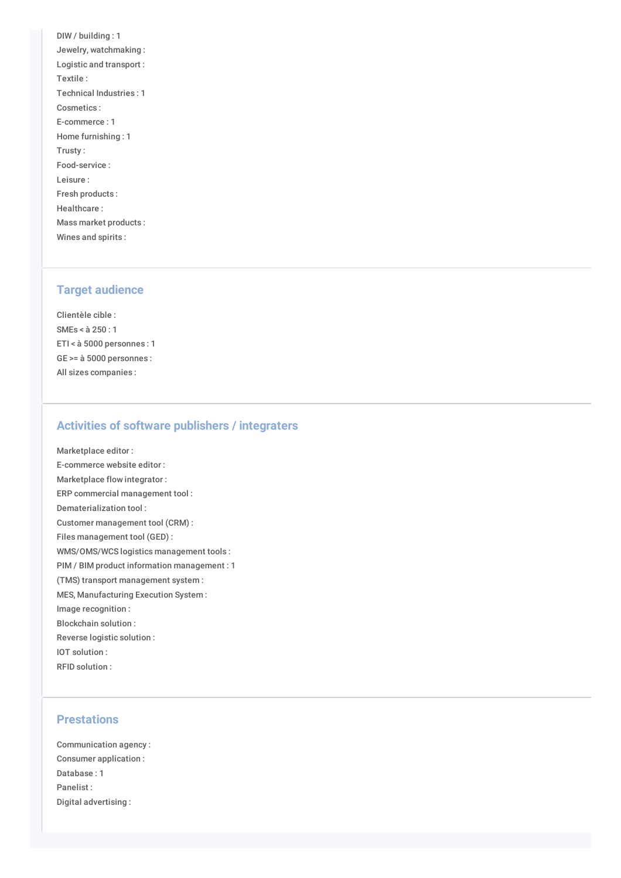DIW / building : 1
Jewelry, watchmaking :
Logistic and transport :
Textile :
Technical Industries : 1
Cosmetics :
E-commerce : 1
Home furnishing : 1
Trusty :
Food-service :
Leisure :
Fresh products :
Healthcare :
Mass market products :
Wines and spirits :

## Target audience

Clientèle cible :
SMEs < à 250 : 1
ETI < à 5000 personnes : 1
GE >= à 5000 personnes :
All sizes companies :

## Activities of software publishers / integraters

Marketplace editor :
E-commerce website editor :
Marketplace flow integrator :
ERP commercial management tool :
Dematerialization tool :
Customer management tool (CRM) :
Files management tool (GED) :
WMS/OMS/WCS logistics management tools :
PIM / BIM product information management : 1
(TMS) transport management system :
MES, Manufacturing Execution System :
Image recognition :
Blockchain solution :
Reverse logistic solution :
IOT solution :
RFID solution :

## Prestations

Communication agency :
Consumer application :
Database : 1
Panelist :
Digital advertising :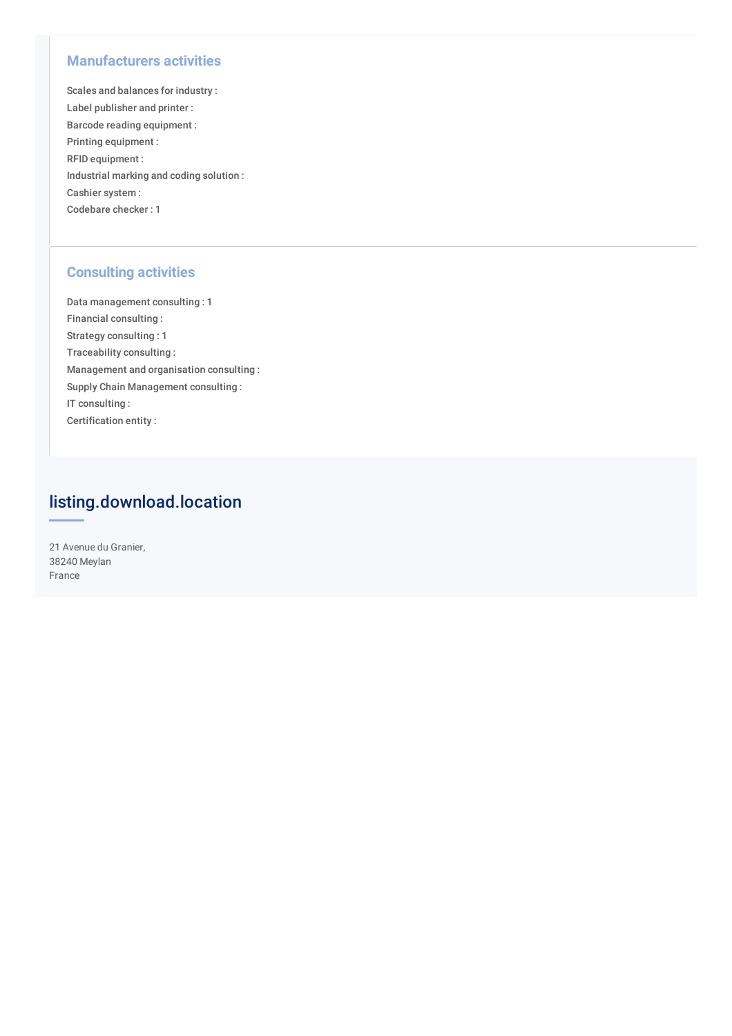### Manufacturers activities

Scales and balances for industry :
Label publisher and printer :
Barcode reading equipment :
Printing equipment :
RFID equipment :
Industrial marking and coding solution :
Cashier system :
Codebare checker : 1

### Consulting activities

Data management consulting : 1
Financial consulting :
Strategy consulting : 1
Traceability consulting :
Management and organisation consulting :
Supply Chain Management consulting :
IT consulting :
Certification entity :

## listing.download.location

21 Avenue du Granier,
38240 Meylan
France